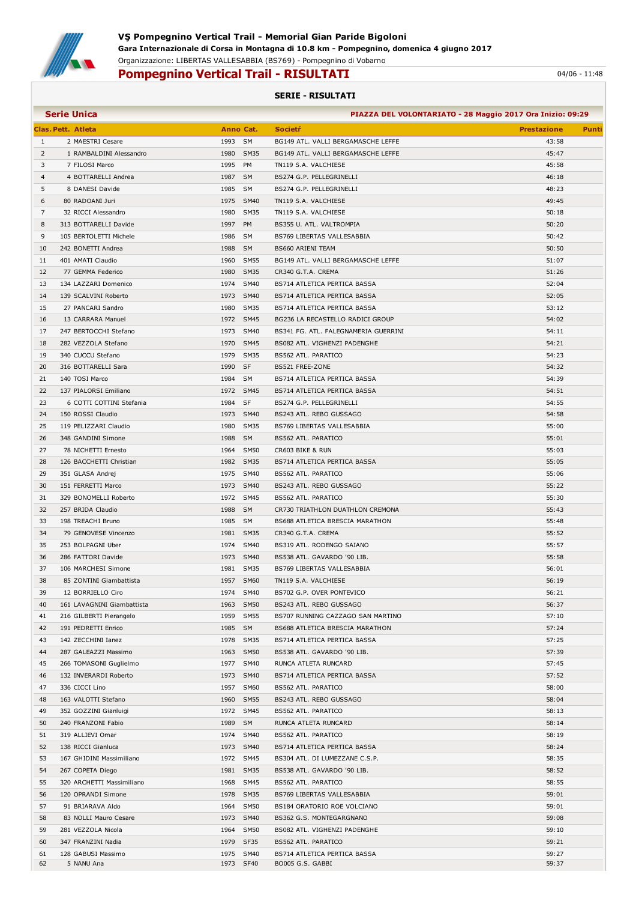# VŞ Pompegnino Vertical Trail - Memorial Gian Paride Bigoloni

**Gara Internazionale di Corsa in Montagna di 10.8 km - Pompegnino, domenica 4 giugno 2017**

Organizzazione: LIBERTAS VALLESABBIA (BS769) - Pompegnino di Vobarno

## Pompegnino Vertical Trail - RISULTATI

04/06 - 11:48

### SERIE - RISULTATI

**Serie Unica** — **PIAZZA DEL VOLONTARIATO - 28 Maggio 2017 Ora Inizio: 09:29**

| Clas. | Pett. | Atleta | Anno | Cat. | Societŕ | Prestazione | Punti |
|---|---|---|---|---|---|---|---|
| 1 | 2 | MAESTRI Cesare | 1993 | SM | BG149 ATL. VALLI BERGAMASCHE LEFFE | 43:58 | |
| 2 | 1 | RAMBALDINI Alessandro | 1980 | SM35 | BG149 ATL. VALLI BERGAMASCHE LEFFE | 45:47 | |
| 3 | 7 | FILOSI Marco | 1995 | PM | TN119 S.A. VALCHIESE | 45:58 | |
| 4 | 4 | BOTTARELLI Andrea | 1987 | SM | BS274 G.P. PELLEGRINELLI | 46:18 | |
| 5 | 8 | DANESI Davide | 1985 | SM | BS274 G.P. PELLEGRINELLI | 48:23 | |
| 6 | 80 | RADOANI Juri | 1975 | SM40 | TN119 S.A. VALCHIESE | 49:45 | |
| 7 | 32 | RICCI Alessandro | 1980 | SM35 | TN119 S.A. VALCHIESE | 50:18 | |
| 8 | 313 | BOTTARELLI Davide | 1997 | PM | BS355 U. ATL. VALTROMPIA | 50:20 | |
| 9 | 105 | BERTOLETTI Michele | 1986 | SM | BS769 LIBERTAS VALLESABBIA | 50:42 | |
| 10 | 242 | BONETTI Andrea | 1988 | SM | BS660 ARIENI TEAM | 50:50 | |
| 11 | 401 | AMATI Claudio | 1960 | SM55 | BG149 ATL. VALLI BERGAMASCHE LEFFE | 51:07 | |
| 12 | 77 | GEMMA Federico | 1980 | SM35 | CR340 G.T.A. CREMA | 51:26 | |
| 13 | 134 | LAZZARI Domenico | 1974 | SM40 | BS714 ATLETICA PERTICA BASSA | 52:04 | |
| 14 | 139 | SCALVINI Roberto | 1973 | SM40 | BS714 ATLETICA PERTICA BASSA | 52:05 | |
| 15 | 27 | PANCARI Sandro | 1980 | SM35 | BS714 ATLETICA PERTICA BASSA | 53:12 | |
| 16 | 13 | CARRARA Manuel | 1972 | SM45 | BG236 LA RECASTELLO RADICI GROUP | 54:02 | |
| 17 | 247 | BERTOCCHI Stefano | 1973 | SM40 | BS341 FG. ATL. FALEGNAMERIA GUERRINI | 54:11 | |
| 18 | 282 | VEZZOLA Stefano | 1970 | SM45 | BS082 ATL. VIGHENZI PADENGHE | 54:21 | |
| 19 | 340 | CUCCU Stefano | 1979 | SM35 | BS562 ATL. PARATICO | 54:23 | |
| 20 | 316 | BOTTARELLI Sara | 1990 | SF | BS521 FREE-ZONE | 54:32 | |
| 21 | 140 | TOSI Marco | 1984 | SM | BS714 ATLETICA PERTICA BASSA | 54:39 | |
| 22 | 137 | PIALORSI Emiliano | 1972 | SM45 | BS714 ATLETICA PERTICA BASSA | 54:51 | |
| 23 | 6 | COTTI COTTINI Stefania | 1984 | SF | BS274 G.P. PELLEGRINELLI | 54:55 | |
| 24 | 150 | ROSSI Claudio | 1973 | SM40 | BS243 ATL. REBO GUSSAGO | 54:58 | |
| 25 | 119 | PELIZZARI Claudio | 1980 | SM35 | BS769 LIBERTAS VALLESABBIA | 55:00 | |
| 26 | 348 | GANDINI Simone | 1988 | SM | BS562 ATL. PARATICO | 55:01 | |
| 27 | 78 | NICHETTI Ernesto | 1964 | SM50 | CR603 BIKE & RUN | 55:03 | |
| 28 | 126 | BACCHETTI Christian | 1982 | SM35 | BS714 ATLETICA PERTICA BASSA | 55:05 | |
| 29 | 351 | GLASA Andrej | 1975 | SM40 | BS562 ATL. PARATICO | 55:06 | |
| 30 | 151 | FERRETTI Marco | 1973 | SM40 | BS243 ATL. REBO GUSSAGO | 55:22 | |
| 31 | 329 | BONOMELLI Roberto | 1972 | SM45 | BS562 ATL. PARATICO | 55:30 | |
| 32 | 257 | BRIDA Claudio | 1988 | SM | CR730 TRIATHLON DUATHLON CREMONA | 55:43 | |
| 33 | 198 | TREACHI Bruno | 1985 | SM | BS688 ATLETICA BRESCIA MARATHON | 55:48 | |
| 34 | 79 | GENOVESE Vincenzo | 1981 | SM35 | CR340 G.T.A. CREMA | 55:52 | |
| 35 | 253 | BOLPAGNI Uber | 1974 | SM40 | BS319 ATL. RODENGO SAIANO | 55:57 | |
| 36 | 286 | FATTORI Davide | 1973 | SM40 | BS538 ATL. GAVARDO '90 LIB. | 55:58 | |
| 37 | 106 | MARCHESI Simone | 1981 | SM35 | BS769 LIBERTAS VALLESABBIA | 56:01 | |
| 38 | 85 | ZONTINI Giambattista | 1957 | SM60 | TN119 S.A. VALCHIESE | 56:19 | |
| 39 | 12 | BORRIELLO Ciro | 1974 | SM40 | BS702 G.P. OVER PONTEVICO | 56:21 | |
| 40 | 161 | LAVAGNINI Giambattista | 1963 | SM50 | BS243 ATL. REBO GUSSAGO | 56:37 | |
| 41 | 216 | GILBERTI Pierangelo | 1959 | SM55 | BS707 RUNNING CAZZAGO SAN MARTINO | 57:10 | |
| 42 | 191 | PEDRETTI Enrico | 1985 | SM | BS688 ATLETICA BRESCIA MARATHON | 57:24 | |
| 43 | 142 | ZECCHINI Ianez | 1978 | SM35 | BS714 ATLETICA PERTICA BASSA | 57:25 | |
| 44 | 287 | GALEAZZI Massimo | 1963 | SM50 | BS538 ATL. GAVARDO '90 LIB. | 57:39 | |
| 45 | 266 | TOMASONI Guglielmo | 1977 | SM40 | RUNCA ATLETA RUNCARD | 57:45 | |
| 46 | 132 | INVERARDI Roberto | 1973 | SM40 | BS714 ATLETICA PERTICA BASSA | 57:52 | |
| 47 | 336 | CICCI Lino | 1957 | SM60 | BS562 ATL. PARATICO | 58:00 | |
| 48 | 163 | VALOTTI Stefano | 1960 | SM55 | BS243 ATL. REBO GUSSAGO | 58:04 | |
| 49 | 352 | GOZZINI Gianluigi | 1972 | SM45 | BS562 ATL. PARATICO | 58:13 | |
| 50 | 240 | FRANZONI Fabio | 1989 | SM | RUNCA ATLETA RUNCARD | 58:14 | |
| 51 | 319 | ALLIEVI Omar | 1974 | SM40 | BS562 ATL. PARATICO | 58:19 | |
| 52 | 138 | RICCI Gianluca | 1973 | SM40 | BS714 ATLETICA PERTICA BASSA | 58:24 | |
| 53 | 167 | GHIDINI Massimiliano | 1972 | SM45 | BS304 ATL. DI LUMEZZANE C.S.P. | 58:35 | |
| 54 | 267 | COPETA Diego | 1981 | SM35 | BS538 ATL. GAVARDO '90 LIB. | 58:52 | |
| 55 | 320 | ARCHETTI Massimiliano | 1968 | SM45 | BS562 ATL. PARATICO | 58:55 | |
| 56 | 120 | OPRANDI Simone | 1978 | SM35 | BS769 LIBERTAS VALLESABBIA | 59:01 | |
| 57 | 91 | BRIARAVA Aldo | 1964 | SM50 | BS184 ORATORIO ROE VOLCIANO | 59:01 | |
| 58 | 83 | NOLLI Mauro Cesare | 1973 | SM40 | BS362 G.S. MONTEGARGNANO | 59:08 | |
| 59 | 281 | VEZZOLA Nicola | 1964 | SM50 | BS082 ATL. VIGHENZI PADENGHE | 59:10 | |
| 60 | 347 | FRANZINI Nadia | 1979 | SF35 | BS562 ATL. PARATICO | 59:21 | |
| 61 | 128 | GABUSI Massimo | 1975 | SM40 | BS714 ATLETICA PERTICA BASSA | 59:27 | |
| 62 | 5 | NANU Ana | 1973 | SF40 | BO005 G.S. GABBI | 59:37 | |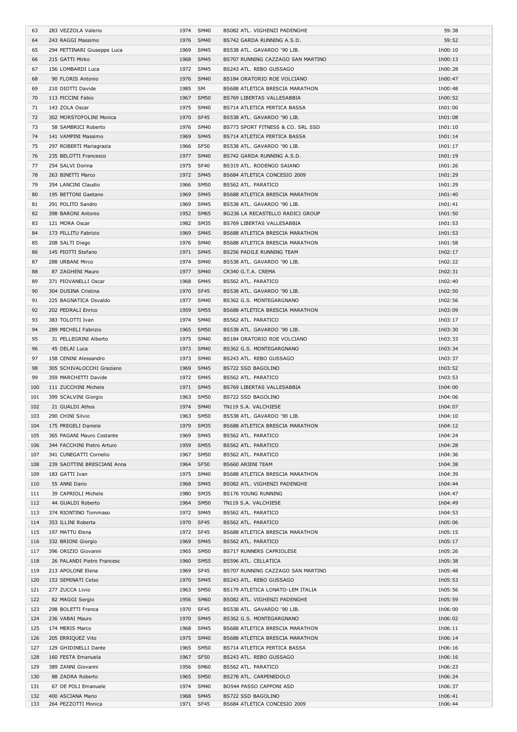| 63 | 283 VEZZOLA Valerio | 1974 | SM40 | BS082 ATL. VIGHENZI PADENGHE | 59:38 |
|---|---|---|---|---|---|
| 64 | 243 RAGGI Massimo | 1976 | SM40 | BS742 GARDA RUNNING A.S.D. | 59:52 |
| 65 | 294 PETTINARI Giuseppe Luca | 1969 | SM45 | BS538 ATL. GAVARDO '90 LIB. | 1h00:10 |
| 66 | 215 GATTI Mirko | 1968 | SM45 | BS707 RUNNING CAZZAGO SAN MARTINO | 1h00:13 |
| 67 | 156 LOMBARDI Luca | 1972 | SM45 | BS243 ATL. REBO GUSSAGO | 1h00:28 |
| 68 | 90 FLORIS Antonio | 1976 | SM40 | BS184 ORATORIO ROE VOLCIANO | 1h00:47 |
| 69 | 210 DIOTTI Davide | 1985 | SM | BS688 ATLETICA BRESCIA MARATHON | 1h00:48 |
| 70 | 113 PICCINI Fabio | 1967 | SM50 | BS769 LIBERTAS VALLESABBIA | 1h00:52 |
| 71 | 143 ZOLA Oscar | 1975 | SM40 | BS714 ATLETICA PERTICA BASSA | 1h01:00 |
| 72 | 302 MORSTOFOLINI Monica | 1970 | SF45 | BS538 ATL. GAVARDO '90 LIB. | 1h01:08 |
| 73 | 58 SAMBRICI Roberto | 1976 | SM40 | BS773 SPORT FITNESS & CO. SRL SSD | 1h01:10 |
| 74 | 141 VAMPINI Massimo | 1969 | SM45 | BS714 ATLETICA PERTICA BASSA | 1h01:14 |
| 75 | 297 ROBERTI Mariagrazia | 1966 | SF50 | BS538 ATL. GAVARDO '90 LIB. | 1h01:17 |
| 76 | 235 BELOTTI Francesco | 1977 | SM40 | BS742 GARDA RUNNING A.S.D. | 1h01:19 |
| 77 | 254 SALVI Dorina | 1975 | SF40 | BS319 ATL. RODENGO SAIANO | 1h01:26 |
| 78 | 263 BINETTI Marco | 1972 | SM45 | BS684 ATLETICA CONCESIO 2009 | 1h01:29 |
| 79 | 354 LANCINI Claudio | 1966 | SM50 | BS562 ATL. PARATICO | 1h01:29 |
| 80 | 195 BETTONI Gaetano | 1969 | SM45 | BS688 ATLETICA BRESCIA MARATHON | 1h01:40 |
| 81 | 291 POLITO Sandro | 1969 | SM45 | BS538 ATL. GAVARDO '90 LIB. | 1h01:41 |
| 82 | 398 BARONI Antonio | 1952 | SM65 | BG236 LA RECASTELLO RADICI GROUP | 1h01:50 |
| 83 | 121 MORA Oscar | 1982 | SM35 | BS769 LIBERTAS VALLESABBIA | 1h01:53 |
| 84 | 173 PILLITU Fabrizio | 1969 | SM45 | BS688 ATLETICA BRESCIA MARATHON | 1h01:53 |
| 85 | 208 SALTI Diego | 1976 | SM40 | BS688 ATLETICA BRESCIA MARATHON | 1h01:58 |
| 86 | 145 PIOTTI Stefano | 1971 | SM45 | BS256 PADILE RUNNING TEAM | 1h02:17 |
| 87 | 288 URBANI Mirco | 1974 | SM40 | BS538 ATL. GAVARDO '90 LIB. | 1h02:22 |
| 88 | 87 ZAGHENI Mauro | 1977 | SM40 | CR340 G.T.A. CREMA | 1h02:31 |
| 89 | 371 PIOVANELLI Oscar | 1968 | SM45 | BS562 ATL. PARATICO | 1h02:40 |
| 90 | 304 DUSINA Cristina | 1970 | SF45 | BS538 ATL. GAVARDO '90 LIB. | 1h02:50 |
| 91 | 225 BAGNATICA Osvaldo | 1977 | SM40 | BS362 G.S. MONTEGARGNANO | 1h02:56 |
| 92 | 202 PEDRALI Enrico | 1959 | SM55 | BS688 ATLETICA BRESCIA MARATHON | 1h03:09 |
| 93 | 383 TOLOTTI Ivan | 1974 | SM40 | BS562 ATL. PARATICO | 1h03:17 |
| 94 | 289 MICHELI Fabrizio | 1965 | SM50 | BS538 ATL. GAVARDO '90 LIB. | 1h03:30 |
| 95 | 31 PELLEGRINI Alberto | 1975 | SM40 | BS184 ORATORIO ROE VOLCIANO | 1h03:33 |
| 96 | 45 DELAI Luca | 1973 | SM40 | BS362 G.S. MONTEGARGNANO | 1h03:34 |
| 97 | 158 CENINI Alessandro | 1973 | SM40 | BS243 ATL. REBO GUSSAGO | 1h03:37 |
| 98 | 305 SCHIVALOCCHI Graziano | 1969 | SM45 | BS722 SSD BAGOLINO | 1h03:52 |
| 99 | 359 MARCHETTI Davide | 1972 | SM45 | BS562 ATL. PARATICO | 1h03:53 |
| 100 | 111 ZUCCHINI Michele | 1971 | SM45 | BS769 LIBERTAS VALLESABBIA | 1h04:00 |
| 101 | 399 SCALVINI Giorgio | 1963 | SM50 | BS722 SSD BAGOLINO | 1h04:06 |
| 102 | 21 GUALDI Athos | 1974 | SM40 | TN119 S.A. VALCHIESE | 1h04:07 |
| 103 | 290 CHINI Silvio | 1963 | SM50 | BS538 ATL. GAVARDO '90 LIB. | 1h04:10 |
| 104 | 175 PREGELI Daniele | 1979 | SM35 | BS688 ATLETICA BRESCIA MARATHON | 1h04:12 |
| 105 | 365 PAGANI Mauro Costante | 1969 | SM45 | BS562 ATL. PARATICO | 1h04:24 |
| 106 | 344 FACCHINI Pietro Arturo | 1959 | SM55 | BS562 ATL. PARATICO | 1h04:28 |
| 107 | 341 CUNEGATTI Cornelio | 1967 | SM50 | BS562 ATL. PARATICO | 1h04:36 |
| 108 | 239 SAOTTINI BRESCIANI Anna | 1964 | SF50 | BS660 ARIENI TEAM | 1h04:38 |
| 109 | 183 GATTI Ivan | 1975 | SM40 | BS688 ATLETICA BRESCIA MARATHON | 1h04:39 |
| 110 | 55 ANNI Dario | 1968 | SM45 | BS082 ATL. VIGHENZI PADENGHE | 1h04:44 |
| 111 | 39 CAPRIOLI Michele | 1980 | SM35 | BS176 YOUNG RUNNING | 1h04:47 |
| 112 | 44 GUALDI Roberto | 1964 | SM50 | TN119 S.A. VALCHIESE | 1h04:49 |
| 113 | 374 RIONTINO Tommaso | 1972 | SM45 | BS562 ATL. PARATICO | 1h04:53 |
| 114 | 353 ILLINI Roberta | 1970 | SF45 | BS562 ATL. PARATICO | 1h05:06 |
| 115 | 197 MATTU Elena | 1972 | SF45 | BS688 ATLETICA BRESCIA MARATHON | 1h05:15 |
| 116 | 332 BRIONI Giorgio | 1969 | SM45 | BS562 ATL. PARATICO | 1h05:17 |
| 117 | 396 ORIZIO Giovanni | 1965 | SM50 | BS717 RUNNERS CAPRIOLESE | 1h05:26 |
| 118 | 26 PALANDI Pietro Francesc | 1960 | SM55 | BS596 ATL. CELLATICA | 1h05:38 |
| 119 | 213 APOLONE Elena | 1969 | SF45 | BS707 RUNNING CAZZAGO SAN MARTINO | 1h05:48 |
| 120 | 153 SEMINATI Celso | 1970 | SM45 | BS243 ATL. REBO GUSSAGO | 1h05:53 |
| 121 | 277 ZUCCA Livio | 1963 | SM50 | BS179 ATLETICA LONATO-LEM ITALIA | 1h05:56 |
| 122 | 82 MAGGI Sergio | 1956 | SM60 | BS082 ATL. VIGHENZI PADENGHE | 1h05:59 |
| 123 | 298 BOLETTI Franca | 1970 | SF45 | BS538 ATL. GAVARDO '90 LIB. | 1h06:00 |
| 124 | 236 VABAI Mauro | 1970 | SM45 | BS362 G.S. MONTEGARGNANO | 1h06:02 |
| 125 | 174 MERIS Marco | 1968 | SM45 | BS688 ATLETICA BRESCIA MARATHON | 1h06:11 |
| 126 | 205 ERRIQUEZ Vito | 1975 | SM40 | BS688 ATLETICA BRESCIA MARATHON | 1h06:14 |
| 127 | 129 GHIDINELLI Dante | 1965 | SM50 | BS714 ATLETICA PERTICA BASSA | 1h06:16 |
| 128 | 160 FESTA Emanuela | 1967 | SF50 | BS243 ATL. REBO GUSSAGO | 1h06:16 |
| 129 | 389 ZANNI Giovanni | 1956 | SM60 | BS562 ATL. PARATICO | 1h06:23 |
| 130 | 88 ZADRA Roberto | 1965 | SM50 | BS278 ATL. CARPENEDOLO | 1h06:24 |
| 131 | 67 DE POLI Emanuele | 1974 | SM40 | BO544 PASSO CAPPONI ASD | 1h06:37 |
| 132 | 400 ASCIANA Mario | 1968 | SM45 | BS722 SSD BAGOLINO | 1h06:41 |
| 133 | 264 PEZZOTTI Monica | 1971 | SF45 | BS684 ATLETICA CONCESIO 2009 | 1h06:44 |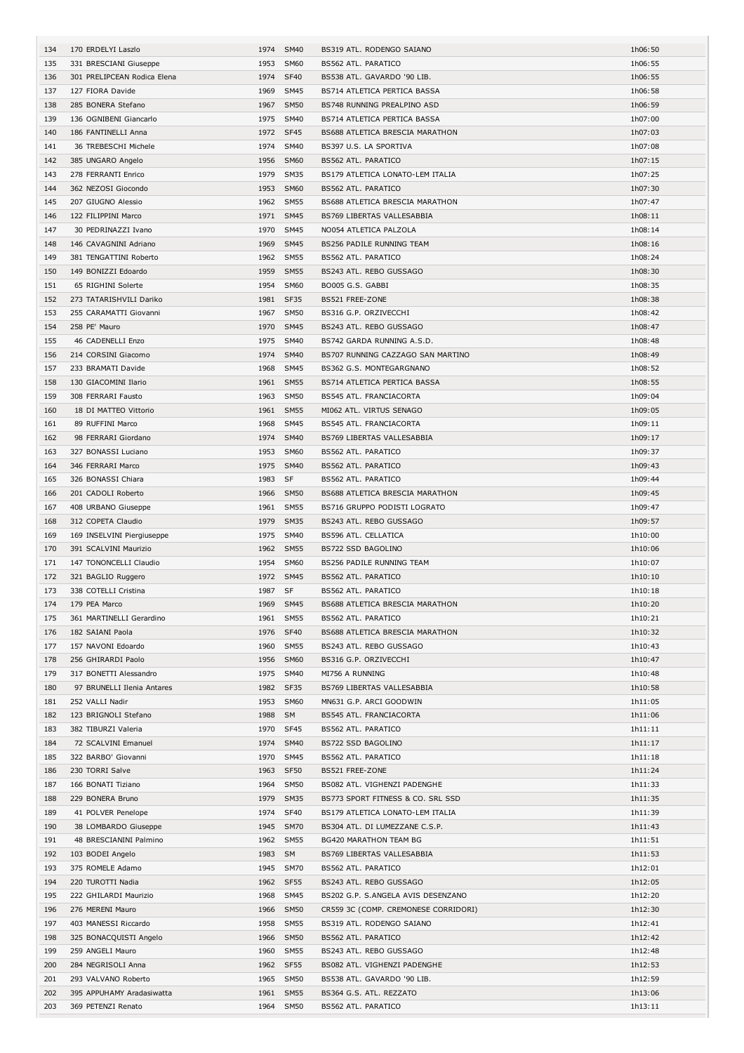| | | | | | |
|---|---|---|---|---|---|
| 134 | 170 ERDELYI Laszlo | 1974 | SM40 | BS319 ATL. RODENGO SAIANO | 1h06:50 |
| 135 | 331 BRESCIANI Giuseppe | 1953 | SM60 | BS562 ATL. PARATICO | 1h06:55 |
| 136 | 301 PRELIPCEAN Rodica Elena | 1974 | SF40 | BS538 ATL. GAVARDO '90 LIB. | 1h06:55 |
| 137 | 127 FIORA Davide | 1969 | SM45 | BS714 ATLETICA PERTICA BASSA | 1h06:58 |
| 138 | 285 BONERA Stefano | 1967 | SM50 | BS748 RUNNING PREALPINO ASD | 1h06:59 |
| 139 | 136 OGNIBENI Giancarlo | 1975 | SM40 | BS714 ATLETICA PERTICA BASSA | 1h07:00 |
| 140 | 186 FANTINELLI Anna | 1972 | SF45 | BS688 ATLETICA BRESCIA MARATHON | 1h07:03 |
| 141 | 36 TREBESCHI Michele | 1974 | SM40 | BS397 U.S. LA SPORTIVA | 1h07:08 |
| 142 | 385 UNGARO Angelo | 1956 | SM60 | BS562 ATL. PARATICO | 1h07:15 |
| 143 | 278 FERRANTI Enrico | 1979 | SM35 | BS179 ATLETICA LONATO-LEM ITALIA | 1h07:25 |
| 144 | 362 NEZOSI Giocondo | 1953 | SM60 | BS562 ATL. PARATICO | 1h07:30 |
| 145 | 207 GIUGNO Alessio | 1962 | SM55 | BS688 ATLETICA BRESCIA MARATHON | 1h07:47 |
| 146 | 122 FILIPPINI Marco | 1971 | SM45 | BS769 LIBERTAS VALLESABBIA | 1h08:11 |
| 147 | 30 PEDRINAZZI Ivano | 1970 | SM45 | NO054 ATLETICA PALZOLA | 1h08:14 |
| 148 | 146 CAVAGNINI Adriano | 1969 | SM45 | BS256 PADILE RUNNING TEAM | 1h08:16 |
| 149 | 381 TENGATTINI Roberto | 1962 | SM55 | BS562 ATL. PARATICO | 1h08:24 |
| 150 | 149 BONIZZI Edoardo | 1959 | SM55 | BS243 ATL. REBO GUSSAGO | 1h08:30 |
| 151 | 65 RIGHINI Solerte | 1954 | SM60 | BO005 G.S. GABBI | 1h08:35 |
| 152 | 273 TATARISHVILI Dariko | 1981 | SF35 | BS521 FREE-ZONE | 1h08:38 |
| 153 | 255 CARAMATTI Giovanni | 1967 | SM50 | BS316 G.P. ORZIVECCHI | 1h08:42 |
| 154 | 258 PE' Mauro | 1970 | SM45 | BS243 ATL. REBO GUSSAGO | 1h08:47 |
| 155 | 46 CADENELLI Enzo | 1975 | SM40 | BS742 GARDA RUNNING A.S.D. | 1h08:48 |
| 156 | 214 CORSINI Giacomo | 1974 | SM40 | BS707 RUNNING CAZZAGO SAN MARTINO | 1h08:49 |
| 157 | 233 BRAMATI Davide | 1968 | SM45 | BS362 G.S. MONTEGARGNANO | 1h08:52 |
| 158 | 130 GIACOMINI Ilario | 1961 | SM55 | BS714 ATLETICA PERTICA BASSA | 1h08:55 |
| 159 | 308 FERRARI Fausto | 1963 | SM50 | BS545 ATL. FRANCIACORTA | 1h09:04 |
| 160 | 18 DI MATTEO Vittorio | 1961 | SM55 | MI062 ATL. VIRTUS SENAGO | 1h09:05 |
| 161 | 89 RUFFINI Marco | 1968 | SM45 | BS545 ATL. FRANCIACORTA | 1h09:11 |
| 162 | 98 FERRARI Giordano | 1974 | SM40 | BS769 LIBERTAS VALLESABBIA | 1h09:17 |
| 163 | 327 BONASSI Luciano | 1953 | SM60 | BS562 ATL. PARATICO | 1h09:37 |
| 164 | 346 FERRARI Marco | 1975 | SM40 | BS562 ATL. PARATICO | 1h09:43 |
| 165 | 326 BONASSI Chiara | 1983 | SF | BS562 ATL. PARATICO | 1h09:44 |
| 166 | 201 CADOLI Roberto | 1966 | SM50 | BS688 ATLETICA BRESCIA MARATHON | 1h09:45 |
| 167 | 408 URBANO Giuseppe | 1961 | SM55 | BS716 GRUPPO PODISTI LOGRATO | 1h09:47 |
| 168 | 312 COPETA Claudio | 1979 | SM35 | BS243 ATL. REBO GUSSAGO | 1h09:57 |
| 169 | 169 INSELVINI Piergiuseppe | 1975 | SM40 | BS596 ATL. CELLATICA | 1h10:00 |
| 170 | 391 SCALVINI Maurizio | 1962 | SM55 | BS722 SSD BAGOLINO | 1h10:06 |
| 171 | 147 TONONCELLI Claudio | 1954 | SM60 | BS256 PADILE RUNNING TEAM | 1h10:07 |
| 172 | 321 BAGLIO Ruggero | 1972 | SM45 | BS562 ATL. PARATICO | 1h10:10 |
| 173 | 338 COTELLI Cristina | 1987 | SF | BS562 ATL. PARATICO | 1h10:18 |
| 174 | 179 PEA Marco | 1969 | SM45 | BS688 ATLETICA BRESCIA MARATHON | 1h10:20 |
| 175 | 361 MARTINELLI Gerardino | 1961 | SM55 | BS562 ATL. PARATICO | 1h10:21 |
| 176 | 182 SAIANI Paola | 1976 | SF40 | BS688 ATLETICA BRESCIA MARATHON | 1h10:32 |
| 177 | 157 NAVONI Edoardo | 1960 | SM55 | BS243 ATL. REBO GUSSAGO | 1h10:43 |
| 178 | 256 GHIRARDI Paolo | 1956 | SM60 | BS316 G.P. ORZIVECCHI | 1h10:47 |
| 179 | 317 BONETTI Alessandro | 1975 | SM40 | MI756 A RUNNING | 1h10:48 |
| 180 | 97 BRUNELLI Ilenia Antares | 1982 | SF35 | BS769 LIBERTAS VALLESABBIA | 1h10:58 |
| 181 | 252 VALLI Nadir | 1953 | SM60 | MN631 G.P. ARCI GOODWIN | 1h11:05 |
| 182 | 123 BRIGNOLI Stefano | 1988 | SM | BS545 ATL. FRANCIACORTA | 1h11:06 |
| 183 | 382 TIBURZI Valeria | 1970 | SF45 | BS562 ATL. PARATICO | 1h11:11 |
| 184 | 72 SCALVINI Emanuel | 1974 | SM40 | BS722 SSD BAGOLINO | 1h11:17 |
| 185 | 322 BARBO' Giovanni | 1970 | SM45 | BS562 ATL. PARATICO | 1h11:18 |
| 186 | 230 TORRI Salve | 1963 | SF50 | BS521 FREE-ZONE | 1h11:24 |
| 187 | 166 BONATI Tiziano | 1964 | SM50 | BS082 ATL. VIGHENZI PADENGHE | 1h11:33 |
| 188 | 229 BONERA Bruno | 1979 | SM35 | BS773 SPORT FITNESS & CO. SRL SSD | 1h11:35 |
| 189 | 41 POLVER Penelope | 1974 | SF40 | BS179 ATLETICA LONATO-LEM ITALIA | 1h11:39 |
| 190 | 38 LOMBARDO Giuseppe | 1945 | SM70 | BS304 ATL. DI LUMEZZANE C.S.P. | 1h11:43 |
| 191 | 48 BRESCIANINI Palmino | 1962 | SM55 | BG420 MARATHON TEAM BG | 1h11:51 |
| 192 | 103 BODEI Angelo | 1983 | SM | BS769 LIBERTAS VALLESABBIA | 1h11:53 |
| 193 | 375 ROMELE Adamo | 1945 | SM70 | BS562 ATL. PARATICO | 1h12:01 |
| 194 | 220 TUROTTI Nadia | 1962 | SF55 | BS243 ATL. REBO GUSSAGO | 1h12:05 |
| 195 | 222 GHILARDI Maurizio | 1968 | SM45 | BS202 G.P. S.ANGELA AVIS DESENZANO | 1h12:20 |
| 196 | 276 MERENI Mauro | 1966 | SM50 | CR559 3C (COMP. CREMONESE CORRIDORI) | 1h12:30 |
| 197 | 403 MANESSI Riccardo | 1958 | SM55 | BS319 ATL. RODENGO SAIANO | 1h12:41 |
| 198 | 325 BONACQUISTI Angelo | 1966 | SM50 | BS562 ATL. PARATICO | 1h12:42 |
| 199 | 259 ANGELI Mauro | 1960 | SM55 | BS243 ATL. REBO GUSSAGO | 1h12:48 |
| 200 | 284 NEGRISOLI Anna | 1962 | SF55 | BS082 ATL. VIGHENZI PADENGHE | 1h12:53 |
| 201 | 293 VALVANO Roberto | 1965 | SM50 | BS538 ATL. GAVARDO '90 LIB. | 1h12:59 |
| 202 | 395 APPUHAMY Aradasiwatta | 1961 | SM55 | BS364 G.S. ATL. REZZATO | 1h13:06 |
| 203 | 369 PETENZI Renato | 1964 | SM50 | BS562 ATL. PARATICO | 1h13:11 |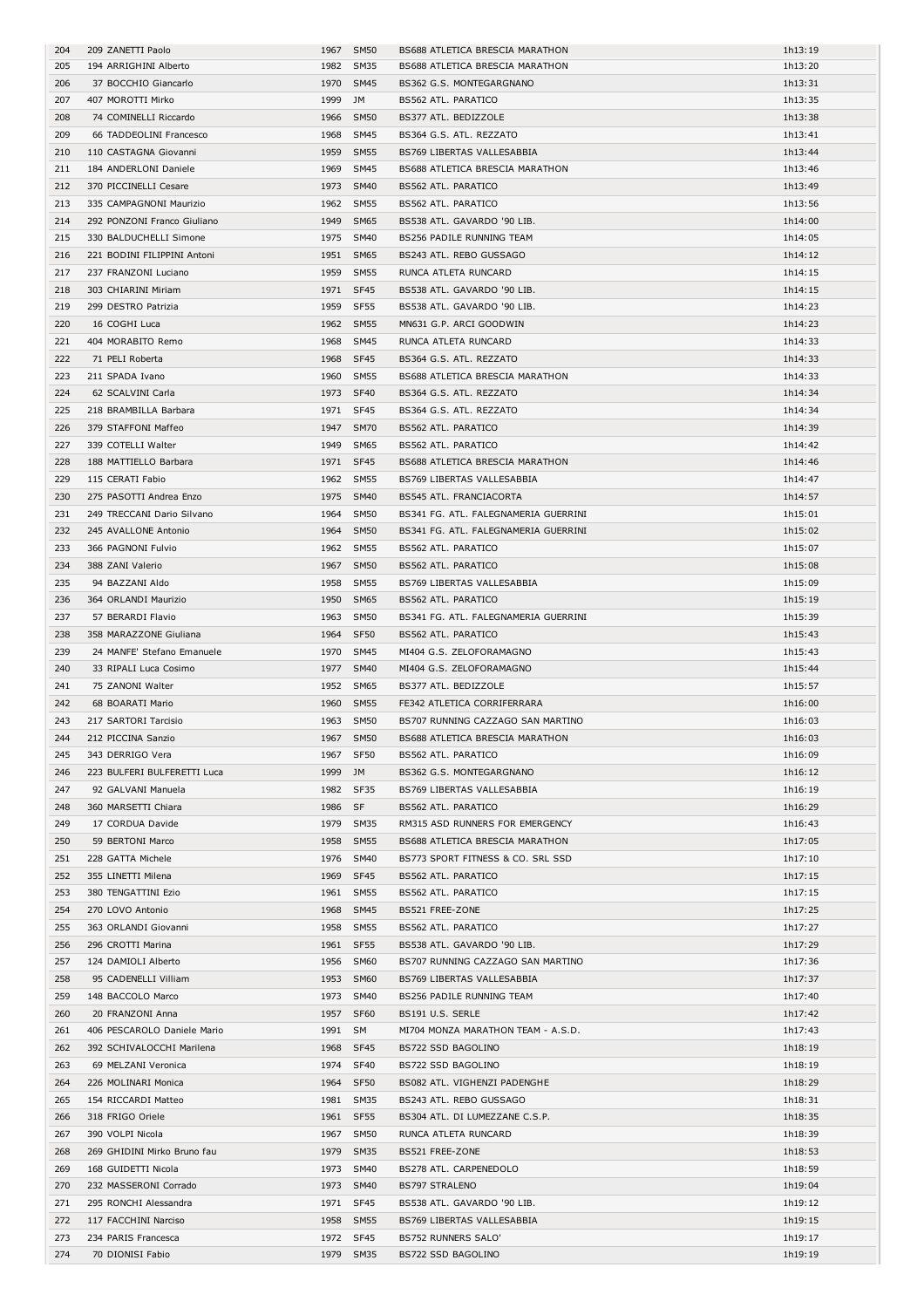| | | | | | |
|---|---|---|---|---|---|
| 204 | 209 ZANETTI Paolo | 1967 | SM50 | BS688 ATLETICA BRESCIA MARATHON | 1h13:19 |
| 205 | 194 ARRIGHINI Alberto | 1982 | SM35 | BS688 ATLETICA BRESCIA MARATHON | 1h13:20 |
| 206 | 37 BOCCHIO Giancarlo | 1970 | SM45 | BS362 G.S. MONTEGARGNANO | 1h13:31 |
| 207 | 407 MOROTTI Mirko | 1999 | JM | BS562 ATL. PARATICO | 1h13:35 |
| 208 | 74 COMINELLI Riccardo | 1966 | SM50 | BS377 ATL. BEDIZZOLE | 1h13:38 |
| 209 | 66 TADDEOLINI Francesco | 1968 | SM45 | BS364 G.S. ATL. REZZATO | 1h13:41 |
| 210 | 110 CASTAGNA Giovanni | 1959 | SM55 | BS769 LIBERTAS VALLESABBIA | 1h13:44 |
| 211 | 184 ANDERLONI Daniele | 1969 | SM45 | BS688 ATLETICA BRESCIA MARATHON | 1h13:46 |
| 212 | 370 PICCINELLI Cesare | 1973 | SM40 | BS562 ATL. PARATICO | 1h13:49 |
| 213 | 335 CAMPAGNONI Maurizio | 1962 | SM55 | BS562 ATL. PARATICO | 1h13:56 |
| 214 | 292 PONZONI Franco Giuliano | 1949 | SM65 | BS538 ATL. GAVARDO '90 LIB. | 1h14:00 |
| 215 | 330 BALDUCHELLI Simone | 1975 | SM40 | BS256 PADILE RUNNING TEAM | 1h14:05 |
| 216 | 221 BODINI FILIPPINI Antoni | 1951 | SM65 | BS243 ATL. REBO GUSSAGO | 1h14:12 |
| 217 | 237 FRANZONI Luciano | 1959 | SM55 | RUNCA ATLETA RUNCARD | 1h14:15 |
| 218 | 303 CHIARINI Miriam | 1971 | SF45 | BS538 ATL. GAVARDO '90 LIB. | 1h14:15 |
| 219 | 299 DESTRO Patrizia | 1959 | SF55 | BS538 ATL. GAVARDO '90 LIB. | 1h14:23 |
| 220 | 16 COGHI Luca | 1962 | SM55 | MN631 G.P. ARCI GOODWIN | 1h14:23 |
| 221 | 404 MORABITO Remo | 1968 | SM45 | RUNCA ATLETA RUNCARD | 1h14:33 |
| 222 | 71 PELI Roberta | 1968 | SF45 | BS364 G.S. ATL. REZZATO | 1h14:33 |
| 223 | 211 SPADA Ivano | 1960 | SM55 | BS688 ATLETICA BRESCIA MARATHON | 1h14:33 |
| 224 | 62 SCALVINI Carla | 1973 | SF40 | BS364 G.S. ATL. REZZATO | 1h14:34 |
| 225 | 218 BRAMBILLA Barbara | 1971 | SF45 | BS364 G.S. ATL. REZZATO | 1h14:34 |
| 226 | 379 STAFFONI Maffeo | 1947 | SM70 | BS562 ATL. PARATICO | 1h14:39 |
| 227 | 339 COTELLI Walter | 1949 | SM65 | BS562 ATL. PARATICO | 1h14:42 |
| 228 | 188 MATTIELLO Barbara | 1971 | SF45 | BS688 ATLETICA BRESCIA MARATHON | 1h14:46 |
| 229 | 115 CERATI Fabio | 1962 | SM55 | BS769 LIBERTAS VALLESABBIA | 1h14:47 |
| 230 | 275 PASOTTI Andrea Enzo | 1975 | SM40 | BS545 ATL. FRANCIACORTA | 1h14:57 |
| 231 | 249 TRECCANI Dario Silvano | 1964 | SM50 | BS341 FG. ATL. FALEGNAMERIA GUERRINI | 1h15:01 |
| 232 | 245 AVALLONE Antonio | 1964 | SM50 | BS341 FG. ATL. FALEGNAMERIA GUERRINI | 1h15:02 |
| 233 | 366 PAGNONI Fulvio | 1962 | SM55 | BS562 ATL. PARATICO | 1h15:07 |
| 234 | 388 ZANI Valerio | 1967 | SM50 | BS562 ATL. PARATICO | 1h15:08 |
| 235 | 94 BAZZANI Aldo | 1958 | SM55 | BS769 LIBERTAS VALLESABBIA | 1h15:09 |
| 236 | 364 ORLANDI Maurizio | 1950 | SM65 | BS562 ATL. PARATICO | 1h15:19 |
| 237 | 57 BERARDI Flavio | 1963 | SM50 | BS341 FG. ATL. FALEGNAMERIA GUERRINI | 1h15:39 |
| 238 | 358 MARAZZONE Giuliana | 1964 | SF50 | BS562 ATL. PARATICO | 1h15:43 |
| 239 | 24 MANFE' Stefano Emanuele | 1970 | SM45 | MI404 G.S. ZELOFORAMAGNO | 1h15:43 |
| 240 | 33 RIPALI Luca Cosimo | 1977 | SM40 | MI404 G.S. ZELOFORAMAGNO | 1h15:44 |
| 241 | 75 ZANONI Walter | 1952 | SM65 | BS377 ATL. BEDIZZOLE | 1h15:57 |
| 242 | 68 BOARATI Mario | 1960 | SM55 | FE342 ATLETICA CORRIFERRARA | 1h16:00 |
| 243 | 217 SARTORI Tarcisio | 1963 | SM50 | BS707 RUNNING CAZZAGO SAN MARTINO | 1h16:03 |
| 244 | 212 PICCINA Sanzio | 1967 | SM50 | BS688 ATLETICA BRESCIA MARATHON | 1h16:03 |
| 245 | 343 DERRIGO Vera | 1967 | SF50 | BS562 ATL. PARATICO | 1h16:09 |
| 246 | 223 BULFERI BULFERETTI Luca | 1999 | JM | BS362 G.S. MONTEGARGNANO | 1h16:12 |
| 247 | 92 GALVANI Manuela | 1982 | SF35 | BS769 LIBERTAS VALLESABBIA | 1h16:19 |
| 248 | 360 MARSETTI Chiara | 1986 | SF | BS562 ATL. PARATICO | 1h16:29 |
| 249 | 17 CORDUA Davide | 1979 | SM35 | RM315 ASD RUNNERS FOR EMERGENCY | 1h16:43 |
| 250 | 59 BERTONI Marco | 1958 | SM55 | BS688 ATLETICA BRESCIA MARATHON | 1h17:05 |
| 251 | 228 GATTA Michele | 1976 | SM40 | BS773 SPORT FITNESS & CO. SRL SSD | 1h17:10 |
| 252 | 355 LINETTI Milena | 1969 | SF45 | BS562 ATL. PARATICO | 1h17:15 |
| 253 | 380 TENGATTINI Ezio | 1961 | SM55 | BS562 ATL. PARATICO | 1h17:15 |
| 254 | 270 LOVO Antonio | 1968 | SM45 | BS521 FREE-ZONE | 1h17:25 |
| 255 | 363 ORLANDI Giovanni | 1958 | SM55 | BS562 ATL. PARATICO | 1h17:27 |
| 256 | 296 CROTTI Marina | 1961 | SF55 | BS538 ATL. GAVARDO '90 LIB. | 1h17:29 |
| 257 | 124 DAMIOLI Alberto | 1956 | SM60 | BS707 RUNNING CAZZAGO SAN MARTINO | 1h17:36 |
| 258 | 95 CADENELLI Villiam | 1953 | SM60 | BS769 LIBERTAS VALLESABBIA | 1h17:37 |
| 259 | 148 BACCOLO Marco | 1973 | SM40 | BS256 PADILE RUNNING TEAM | 1h17:40 |
| 260 | 20 FRANZONI Anna | 1957 | SF60 | BS191 U.S. SERLE | 1h17:42 |
| 261 | 406 PESCAROLO Daniele Mario | 1991 | SM | MI704 MONZA MARATHON TEAM - A.S.D. | 1h17:43 |
| 262 | 392 SCHIVALOCCHI Marilena | 1968 | SF45 | BS722 SSD BAGOLINO | 1h18:19 |
| 263 | 69 MELZANI Veronica | 1974 | SF40 | BS722 SSD BAGOLINO | 1h18:19 |
| 264 | 226 MOLINARI Monica | 1964 | SF50 | BS082 ATL. VIGHENZI PADENGHE | 1h18:29 |
| 265 | 154 RICCARDI Matteo | 1981 | SM35 | BS243 ATL. REBO GUSSAGO | 1h18:31 |
| 266 | 318 FRIGO Oriele | 1961 | SF55 | BS304 ATL. DI LUMEZZANE C.S.P. | 1h18:35 |
| 267 | 390 VOLPI Nicola | 1967 | SM50 | RUNCA ATLETA RUNCARD | 1h18:39 |
| 268 | 269 GHIDINI Mirko Bruno fau | 1979 | SM35 | BS521 FREE-ZONE | 1h18:53 |
| 269 | 168 GUIDETTI Nicola | 1973 | SM40 | BS278 ATL. CARPENEDOLO | 1h18:59 |
| 270 | 232 MASSERONI Corrado | 1973 | SM40 | BS797 STRALENO | 1h19:04 |
| 271 | 295 RONCHI Alessandra | 1971 | SF45 | BS538 ATL. GAVARDO '90 LIB. | 1h19:12 |
| 272 | 117 FACCHINI Narciso | 1958 | SM55 | BS769 LIBERTAS VALLESABBIA | 1h19:15 |
| 273 | 234 PARIS Francesca | 1972 | SF45 | BS752 RUNNERS SALO' | 1h19:17 |
| 274 | 70 DIONISI Fabio | 1979 | SM35 | BS722 SSD BAGOLINO | 1h19:19 |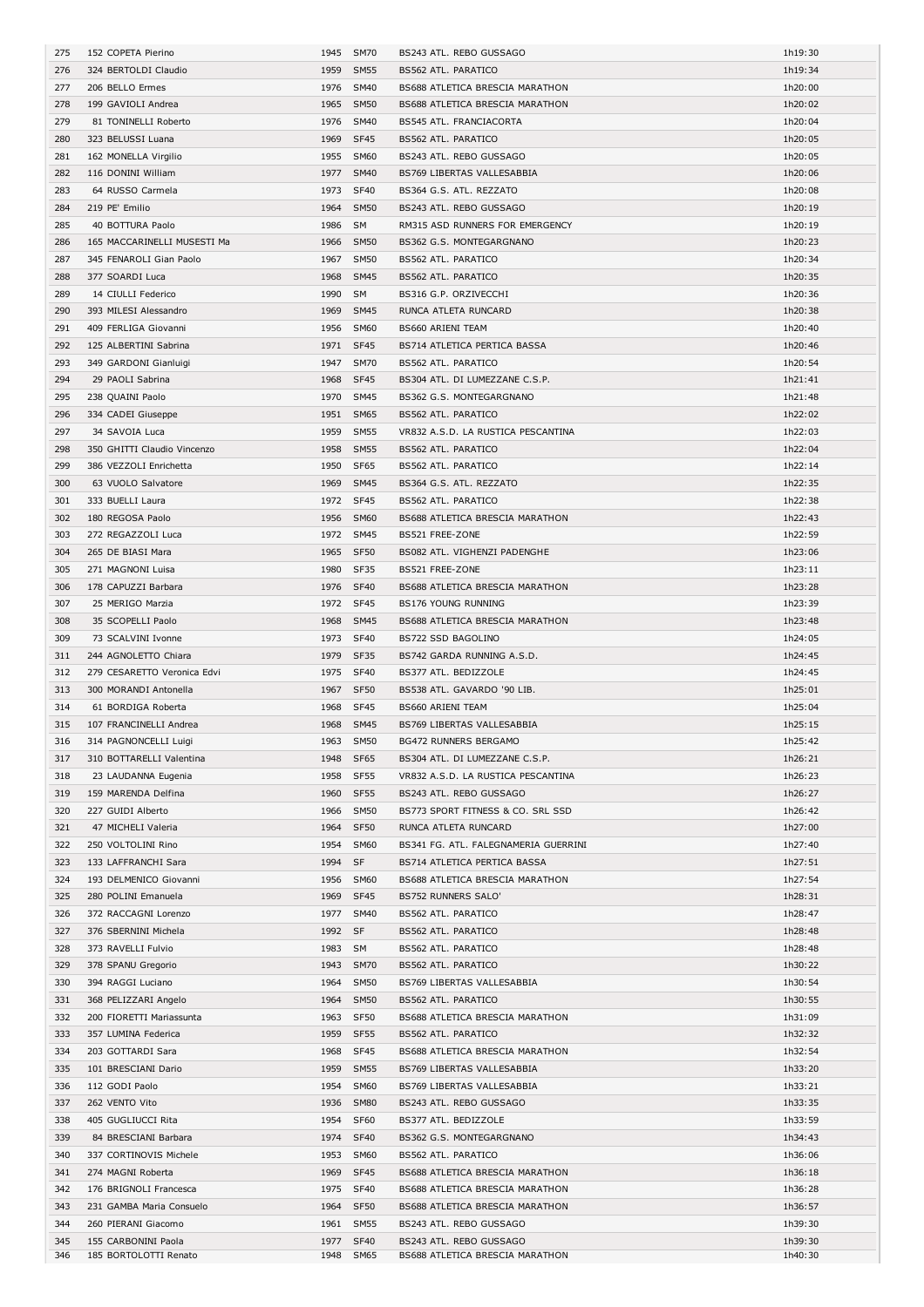| | | | | | |
|---|---|---|---|---|---|
| 275 | 152 COPETA Pierino | 1945 | SM70 | BS243 ATL. REBO GUSSAGO | 1h19:30 |
| 276 | 324 BERTOLDI Claudio | 1959 | SM55 | BS562 ATL. PARATICO | 1h19:34 |
| 277 | 206 BELLO Ermes | 1976 | SM40 | BS688 ATLETICA BRESCIA MARATHON | 1h20:00 |
| 278 | 199 GAVIOLI Andrea | 1965 | SM50 | BS688 ATLETICA BRESCIA MARATHON | 1h20:02 |
| 279 | 81 TONINELLI Roberto | 1976 | SM40 | BS545 ATL. FRANCIACORTA | 1h20:04 |
| 280 | 323 BELUSSI Luana | 1969 | SF45 | BS562 ATL. PARATICO | 1h20:05 |
| 281 | 162 MONELLA Virgilio | 1955 | SM60 | BS243 ATL. REBO GUSSAGO | 1h20:05 |
| 282 | 116 DONINI William | 1977 | SM40 | BS769 LIBERTAS VALLESABBIA | 1h20:06 |
| 283 | 64 RUSSO Carmela | 1973 | SF40 | BS364 G.S. ATL. REZZATO | 1h20:08 |
| 284 | 219 PE' Emilio | 1964 | SM50 | BS243 ATL. REBO GUSSAGO | 1h20:19 |
| 285 | 40 BOTTURA Paolo | 1986 | SM | RM315 ASD RUNNERS FOR EMERGENCY | 1h20:19 |
| 286 | 165 MACCARINELLI MUSESTI Ma | 1966 | SM50 | BS362 G.S. MONTEGARGNANO | 1h20:23 |
| 287 | 345 FENAROLI Gian Paolo | 1967 | SM50 | BS562 ATL. PARATICO | 1h20:34 |
| 288 | 377 SOARDI Luca | 1968 | SM45 | BS562 ATL. PARATICO | 1h20:35 |
| 289 | 14 CIULLI Federico | 1990 | SM | BS316 G.P. ORZIVECCHI | 1h20:36 |
| 290 | 393 MILESI Alessandro | 1969 | SM45 | RUNCA ATLETA RUNCARD | 1h20:38 |
| 291 | 409 FERLIGA Giovanni | 1956 | SM60 | BS660 ARIENI TEAM | 1h20:40 |
| 292 | 125 ALBERTINI Sabrina | 1971 | SF45 | BS714 ATLETICA PERTICA BASSA | 1h20:46 |
| 293 | 349 GARDONI Gianluigi | 1947 | SM70 | BS562 ATL. PARATICO | 1h20:54 |
| 294 | 29 PAOLI Sabrina | 1968 | SF45 | BS304 ATL. DI LUMEZZANE C.S.P. | 1h21:41 |
| 295 | 238 QUAINI Paolo | 1970 | SM45 | BS362 G.S. MONTEGARGNANO | 1h21:48 |
| 296 | 334 CADEI Giuseppe | 1951 | SM65 | BS562 ATL. PARATICO | 1h22:02 |
| 297 | 34 SAVOIA Luca | 1959 | SM55 | VR832 A.S.D. LA RUSTICA PESCANTINA | 1h22:03 |
| 298 | 350 GHITTI Claudio Vincenzo | 1958 | SM55 | BS562 ATL. PARATICO | 1h22:04 |
| 299 | 386 VEZZOLI Enrichetta | 1950 | SF65 | BS562 ATL. PARATICO | 1h22:14 |
| 300 | 63 VUOLO Salvatore | 1969 | SM45 | BS364 G.S. ATL. REZZATO | 1h22:35 |
| 301 | 333 BUELLI Laura | 1972 | SF45 | BS562 ATL. PARATICO | 1h22:38 |
| 302 | 180 REGOSA Paolo | 1956 | SM60 | BS688 ATLETICA BRESCIA MARATHON | 1h22:43 |
| 303 | 272 REGAZZOLI Luca | 1972 | SM45 | BS521 FREE-ZONE | 1h22:59 |
| 304 | 265 DE BIASI Mara | 1965 | SF50 | BS082 ATL. VIGHENZI PADENGHE | 1h23:06 |
| 305 | 271 MAGNONI Luisa | 1980 | SF35 | BS521 FREE-ZONE | 1h23:11 |
| 306 | 178 CAPUZZI Barbara | 1976 | SF40 | BS688 ATLETICA BRESCIA MARATHON | 1h23:28 |
| 307 | 25 MERIGO Marzia | 1972 | SF45 | BS176 YOUNG RUNNING | 1h23:39 |
| 308 | 35 SCOPELLI Paolo | 1968 | SM45 | BS688 ATLETICA BRESCIA MARATHON | 1h23:48 |
| 309 | 73 SCALVINI Ivonne | 1973 | SF40 | BS722 SSD BAGOLINO | 1h24:05 |
| 311 | 244 AGNOLETTO Chiara | 1979 | SF35 | BS742 GARDA RUNNING A.S.D. | 1h24:45 |
| 312 | 279 CESARETTO Veronica Edvi | 1975 | SF40 | BS377 ATL. BEDIZZOLE | 1h24:45 |
| 313 | 300 MORANDI Antonella | 1967 | SF50 | BS538 ATL. GAVARDO '90 LIB. | 1h25:01 |
| 314 | 61 BORDIGA Roberta | 1968 | SF45 | BS660 ARIENI TEAM | 1h25:04 |
| 315 | 107 FRANCINELLI Andrea | 1968 | SM45 | BS769 LIBERTAS VALLESABBIA | 1h25:15 |
| 316 | 314 PAGNONCELLI Luigi | 1963 | SM50 | BG472 RUNNERS BERGAMO | 1h25:42 |
| 317 | 310 BOTTARELLI Valentina | 1948 | SF65 | BS304 ATL. DI LUMEZZANE C.S.P. | 1h26:21 |
| 318 | 23 LAUDANNA Eugenia | 1958 | SF55 | VR832 A.S.D. LA RUSTICA PESCANTINA | 1h26:23 |
| 319 | 159 MARENDA Delfina | 1960 | SF55 | BS243 ATL. REBO GUSSAGO | 1h26:27 |
| 320 | 227 GUIDI Alberto | 1966 | SM50 | BS773 SPORT FITNESS & CO. SRL SSD | 1h26:42 |
| 321 | 47 MICHELI Valeria | 1964 | SF50 | RUNCA ATLETA RUNCARD | 1h27:00 |
| 322 | 250 VOLTOLINI Rino | 1954 | SM60 | BS341 FG. ATL. FALEGNAMERIA GUERRINI | 1h27:40 |
| 323 | 133 LAFFRANCHI Sara | 1994 | SF | BS714 ATLETICA PERTICA BASSA | 1h27:51 |
| 324 | 193 DELMENICO Giovanni | 1956 | SM60 | BS688 ATLETICA BRESCIA MARATHON | 1h27:54 |
| 325 | 280 POLINI Emanuela | 1969 | SF45 | BS752 RUNNERS SALO' | 1h28:31 |
| 326 | 372 RACCAGNI Lorenzo | 1977 | SM40 | BS562 ATL. PARATICO | 1h28:47 |
| 327 | 376 SBERNINI Michela | 1992 | SF | BS562 ATL. PARATICO | 1h28:48 |
| 328 | 373 RAVELLI Fulvio | 1983 | SM | BS562 ATL. PARATICO | 1h28:48 |
| 329 | 378 SPANU Gregorio | 1943 | SM70 | BS562 ATL. PARATICO | 1h30:22 |
| 330 | 394 RAGGI Luciano | 1964 | SM50 | BS769 LIBERTAS VALLESABBIA | 1h30:54 |
| 331 | 368 PELIZZARI Angelo | 1964 | SM50 | BS562 ATL. PARATICO | 1h30:55 |
| 332 | 200 FIORETTI Mariassunta | 1963 | SF50 | BS688 ATLETICA BRESCIA MARATHON | 1h31:09 |
| 333 | 357 LUMINA Federica | 1959 | SF55 | BS562 ATL. PARATICO | 1h32:32 |
| 334 | 203 GOTTARDI Sara | 1968 | SF45 | BS688 ATLETICA BRESCIA MARATHON | 1h32:54 |
| 335 | 101 BRESCIANI Dario | 1959 | SM55 | BS769 LIBERTAS VALLESABBIA | 1h33:20 |
| 336 | 112 GODI Paolo | 1954 | SM60 | BS769 LIBERTAS VALLESABBIA | 1h33:21 |
| 337 | 262 VENTO Vito | 1936 | SM80 | BS243 ATL. REBO GUSSAGO | 1h33:35 |
| 338 | 405 GUGLIUCCI Rita | 1954 | SF60 | BS377 ATL. BEDIZZOLE | 1h33:59 |
| 339 | 84 BRESCIANI Barbara | 1974 | SF40 | BS362 G.S. MONTEGARGNANO | 1h34:43 |
| 340 | 337 CORTINOVIS Michele | 1953 | SM60 | BS562 ATL. PARATICO | 1h36:06 |
| 341 | 274 MAGNI Roberta | 1969 | SF45 | BS688 ATLETICA BRESCIA MARATHON | 1h36:18 |
| 342 | 176 BRIGNOLI Francesca | 1975 | SF40 | BS688 ATLETICA BRESCIA MARATHON | 1h36:28 |
| 343 | 231 GAMBA Maria Consuelo | 1964 | SF50 | BS688 ATLETICA BRESCIA MARATHON | 1h36:57 |
| 344 | 260 PIERANI Giacomo | 1961 | SM55 | BS243 ATL. REBO GUSSAGO | 1h39:30 |
| 345 | 155 CARBONINI Paola | 1977 | SF40 | BS243 ATL. REBO GUSSAGO | 1h39:30 |
| 346 | 185 BORTOLOTTI Renato | 1948 | SM65 | BS688 ATLETICA BRESCIA MARATHON | 1h40:30 |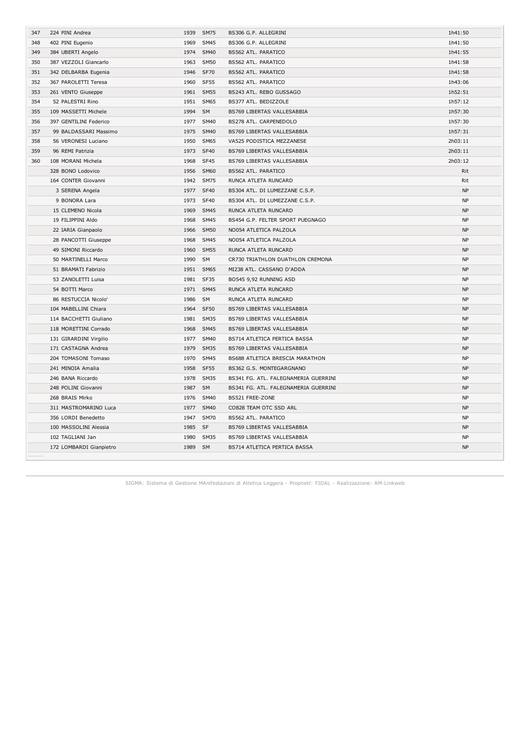| | | | | | | |
|---|---|---|---|---|---|---|
| 347 | 224 PINI Andrea | 1939 | SM75 | BS306 G.P. ALLEGRINI | 1h41:50 |
| 348 | 402 PINI Eugenio | 1969 | SM45 | BS306 G.P. ALLEGRINI | 1h41:50 |
| 349 | 384 UBERTI Angelo | 1974 | SM40 | BS562 ATL. PARATICO | 1h41:55 |
| 350 | 387 VEZZOLI Giancarlo | 1963 | SM50 | BS562 ATL. PARATICO | 1h41:58 |
| 351 | 342 DELBARBA Eugenia | 1946 | SF70 | BS562 ATL. PARATICO | 1h41:58 |
| 352 | 367 PAROLETTI Teresa | 1960 | SF55 | BS562 ATL. PARATICO | 1h43:06 |
| 353 | 261 VENTO Giuseppe | 1961 | SM55 | BS243 ATL. REBO GUSSAGO | 1h52:51 |
| 354 | 52 PALESTRI Rino | 1951 | SM65 | BS377 ATL. BEDIZZOLE | 1h57:12 |
| 355 | 109 MASSETTI Michele | 1994 | SM | BS769 LIBERTAS VALLESABBIA | 1h57:30 |
| 356 | 397 GENTILINI Federico | 1977 | SM40 | BS278 ATL. CARPENEDOLO | 1h57:30 |
| 357 | 99 BALDASSARI Massimo | 1975 | SM40 | BS769 LIBERTAS VALLESABBIA | 1h57:31 |
| 358 | 56 VERONESI Luciano | 1950 | SM65 | VA525 PODISTICA MEZZANESE | 2h03:11 |
| 359 | 96 REMI Patrizia | 1973 | SF40 | BS769 LIBERTAS VALLESABBIA | 2h03:11 |
| 360 | 108 MORANI Michela | 1968 | SF45 | BS769 LIBERTAS VALLESABBIA | 2h03:12 |
| | 328 BONO Lodovico | 1956 | SM60 | BS562 ATL. PARATICO | Rit |
| | 164 CONTER Giovanni | 1942 | SM75 | RUNCA ATLETA RUNCARD | Rit |
| | 3 SERENA Angela | 1977 | SF40 | BS304 ATL. DI LUMEZZANE C.S.P. | NP |
| | 9 BONORA Lara | 1973 | SF40 | BS304 ATL. DI LUMEZZANE C.S.P. | NP |
| | 15 CLEMENO Nicola | 1969 | SM45 | RUNCA ATLETA RUNCARD | NP |
| | 19 FILIPPINI Aldo | 1968 | SM45 | BS454 G.P. FELTER SPORT PUEGNAGO | NP |
| | 22 IARIA Gianpaolo | 1966 | SM50 | NO054 ATLETICA PALZOLA | NP |
| | 28 PANCOTTI Giuseppe | 1968 | SM45 | NO054 ATLETICA PALZOLA | NP |
| | 49 SIMONI Riccardo | 1960 | SM55 | RUNCA ATLETA RUNCARD | NP |
| | 50 MARTINELLI Marco | 1990 | SM | CR730 TRIATHLON DUATHLON CREMONA | NP |
| | 51 BRAMATI Fabrizio | 1951 | SM65 | MI238 ATL. CASSANO D'ADDA | NP |
| | 53 ZANOLETTI Luisa | 1981 | SF35 | BO545 9,92 RUNNING ASD | NP |
| | 54 BOTTI Marco | 1971 | SM45 | RUNCA ATLETA RUNCARD | NP |
| | 86 RESTUCCIA Nicolo' | 1986 | SM | RUNCA ATLETA RUNCARD | NP |
| | 104 MABELLINI Chiara | 1964 | SF50 | BS769 LIBERTAS VALLESABBIA | NP |
| | 114 BACCHETTI Giuliano | 1981 | SM35 | BS769 LIBERTAS VALLESABBIA | NP |
| | 118 MORETTINI Corrado | 1968 | SM45 | BS769 LIBERTAS VALLESABBIA | NP |
| | 131 GIRARDINI Virgilio | 1977 | SM40 | BS714 ATLETICA PERTICA BASSA | NP |
| | 171 CASTAGNA Andrea | 1979 | SM35 | BS769 LIBERTAS VALLESABBIA | NP |
| | 204 TOMASONI Tomaso | 1970 | SM45 | BS688 ATLETICA BRESCIA MARATHON | NP |
| | 241 MINOIA Amalia | 1958 | SF55 | BS362 G.S. MONTEGARGNANO | NP |
| | 246 BANA Riccardo | 1978 | SM35 | BS341 FG. ATL. FALEGNAMERIA GUERRINI | NP |
| | 248 POLINI Giovanni | 1987 | SM | BS341 FG. ATL. FALEGNAMERIA GUERRINI | NP |
| | 268 BRAIS Mirko | 1976 | SM40 | BS521 FREE-ZONE | NP |
| | 311 MASTROMARINO Luca | 1977 | SM40 | CO828 TEAM OTC SSD ARL | NP |
| | 356 LORDI Benedetto | 1947 | SM70 | BS562 ATL. PARATICO | NP |
| | 100 MASSOLINI Alessia | 1985 | SF | BS769 LIBERTAS VALLESABBIA | NP |
| | 102 TAGLIANI Jan | 1980 | SM35 | BS769 LIBERTAS VALLESABBIA | NP |
| | 172 LOMBARDI Gianpietro | 1989 | SM | BS714 ATLETICA PERTICA BASSA | NP |

SIGMA: Sistema di Gestione MAnifestazioni di Atletica Leggera - Proprietŕ: FIDAL - Realizzazione: AM-Linkweb